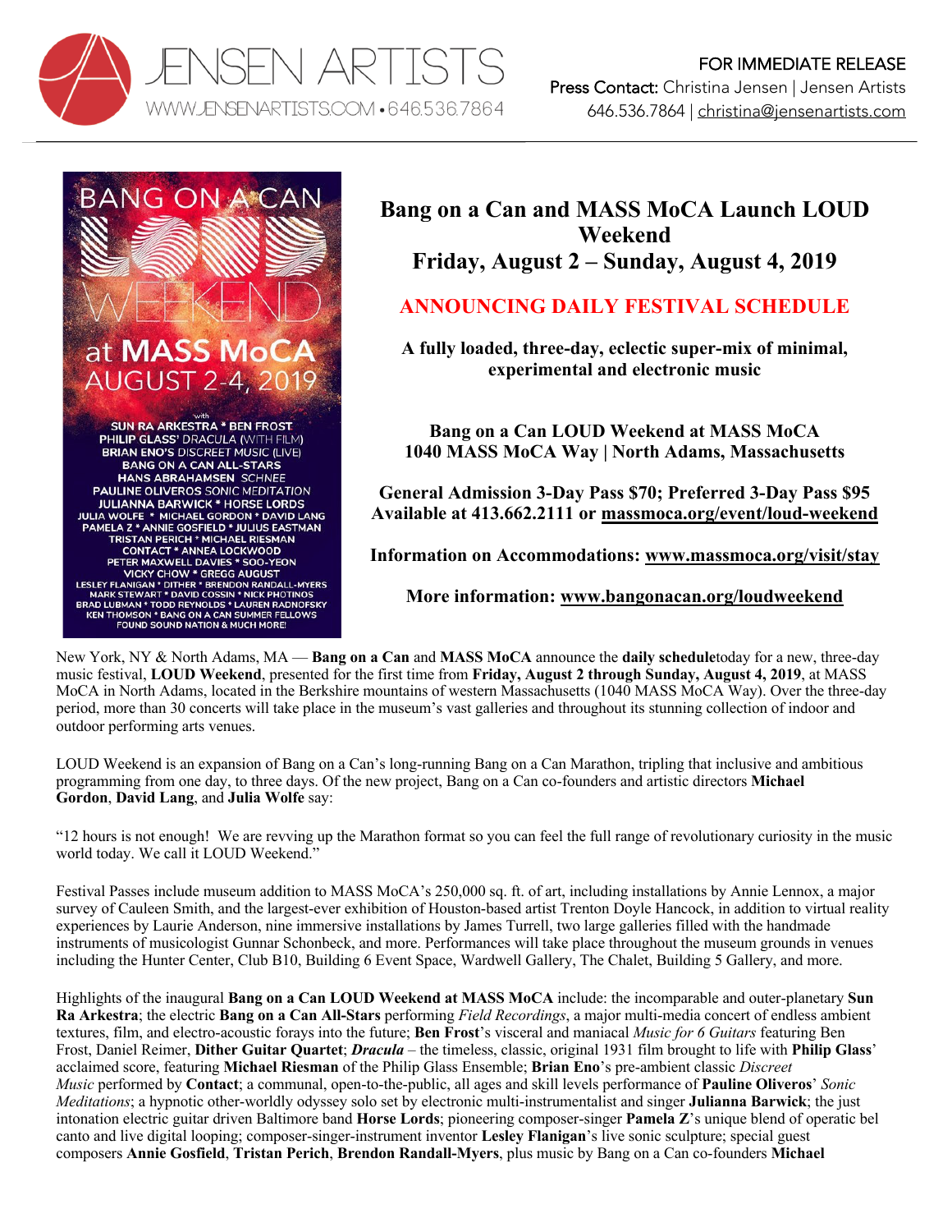JENSEN ARTISTS
WWW.JENSENARTISTS.COM • 646.536.7864

FOR IMMEDIATE RELEASE
Press Contact: Christina Jensen | Jensen Artists
646.536.7864 | christina@jensenartists.com

BANG ON A CAN
LOUD
WEEKEND
at MASS MoCA
AUGUST 2-4, 2019

with
SUN RA ARKESTRA * BEN FROST
PHILIP GLASS' DRACULA (WITH FILM)
BRIAN ENO'S DISCREET MUSIC (LIVE)
BANG ON A CAN ALL-STARS
HANS ABRAHAMSEN SCHNEE
PAULINE OLIVEROS SONIC MEDITATION
JULIANNA BARWICK * HORSE LORDS
JULIA WOLFE * MICHAEL GORDON * DAVID LANG
PAMELA Z * ANNIE GOSFIELD * JULIUS EASTMAN
TRISTAN PERICH * MICHAEL RIESMAN
CONTACT * ANNEA LOCKWOOD
PETER MAXWELL DAVIES * SOO-YEON
VICKY CHOW * GREGG AUGUST
LESLEY FLANIGAN * DITHER * BRENDON RANDALL-MYERS
MARK STEWART * DAVID COSSIN * NICK PHOTINOS
BRAD LUBMAN * TODD REYNOLDS * LAUREN RADNOFSKY
KEN THOMSON * BANG ON A CAN SUMMER FELLOWS
FOUND SOUND NATION & MUCH MORE!

# Bang on a Can and MASS MoCA Launch LOUD Weekend
## Friday, August 2 – Sunday, August 4, 2019

## ANNOUNCING DAILY FESTIVAL SCHEDULE

**A fully loaded, three-day, eclectic super-mix of minimal, experimental and electronic music**

**Bang on a Can LOUD Weekend at MASS MoCA**
**1040 MASS MoCA Way | North Adams, Massachusetts**

**General Admission 3-Day Pass $70; Preferred 3-Day Pass $95**
**Available at 413.662.2111 or massmoca.org/event/loud-weekend**

**Information on Accommodations: www.massmoca.org/visit/stay**

**More information: www.bangonacan.org/loudweekend**

New York, NY & North Adams, MA — **Bang on a Can** and **MASS MoCA** announce the **daily schedule**today for a new, three-day music festival, **LOUD Weekend**, presented for the first time from **Friday, August 2 through Sunday, August 4, 2019**, at MASS MoCA in North Adams, located in the Berkshire mountains of western Massachusetts (1040 MASS MoCA Way). Over the three-day period, more than 30 concerts will take place in the museum's vast galleries and throughout its stunning collection of indoor and outdoor performing arts venues.

LOUD Weekend is an expansion of Bang on a Can's long-running Bang on a Can Marathon, tripling that inclusive and ambitious programming from one day, to three days. Of the new project, Bang on a Can co-founders and artistic directors **Michael Gordon**, **David Lang**, and **Julia Wolfe** say:

"12 hours is not enough! We are revving up the Marathon format so you can feel the full range of revolutionary curiosity in the music world today. We call it LOUD Weekend."

Festival Passes include museum addition to MASS MoCA's 250,000 sq. ft. of art, including installations by Annie Lennox, a major survey of Cauleen Smith, and the largest-ever exhibition of Houston-based artist Trenton Doyle Hancock, in addition to virtual reality experiences by Laurie Anderson, nine immersive installations by James Turrell, two large galleries filled with the handmade instruments of musicologist Gunnar Schonbeck, and more. Performances will take place throughout the museum grounds in venues including the Hunter Center, Club B10, Building 6 Event Space, Wardwell Gallery, The Chalet, Building 5 Gallery, and more.

Highlights of the inaugural **Bang on a Can LOUD Weekend at MASS MoCA** include: the incomparable and outer-planetary **Sun Ra Arkestra**; the electric **Bang on a Can All-Stars** performing *Field Recordings*, a major multi-media concert of endless ambient textures, film, and electro-acoustic forays into the future; **Ben Frost**'s visceral and maniacal *Music for 6 Guitars* featuring Ben Frost, Daniel Reimer, **Dither Guitar Quartet**; ***Dracula*** – the timeless, classic, original 1931 film brought to life with **Philip Glass**' acclaimed score, featuring **Michael Riesman** of the Philip Glass Ensemble; **Brian Eno**'s pre-ambient classic *Discreet Music* performed by **Contact**; a communal, open-to-the-public, all ages and skill levels performance of **Pauline Oliveros**' *Sonic Meditations*; a hypnotic other-worldly odyssey solo set by electronic multi-instrumentalist and singer **Julianna Barwick**; the just intonation electric guitar driven Baltimore band **Horse Lords**; pioneering composer-singer **Pamela Z**'s unique blend of operatic bel canto and live digital looping; composer-singer-instrument inventor **Lesley Flanigan**'s live sonic sculpture; special guest composers **Annie Gosfield**, **Tristan Perich**, **Brendon Randall-Myers**, plus music by Bang on a Can co-founders **Michael**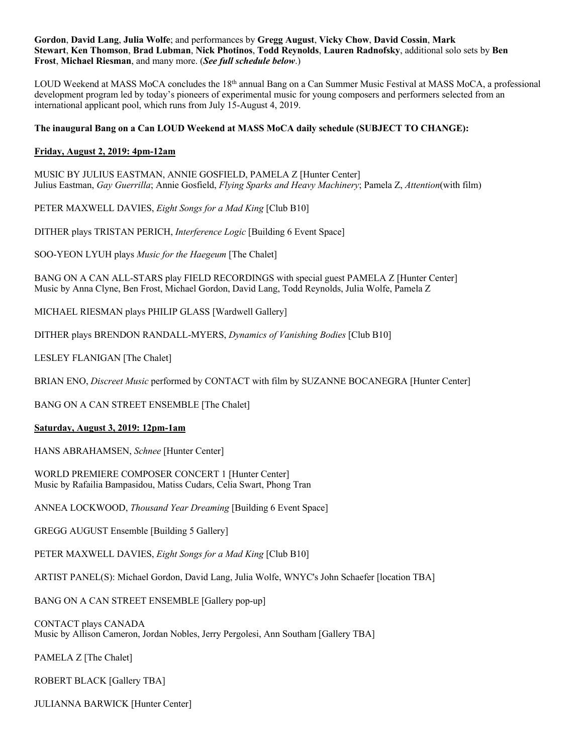**Gordon**, **David Lang**, **Julia Wolfe**; and performances by **Gregg August**, **Vicky Chow**, **David Cossin**, **Mark Stewart**, **Ken Thomson**, **Brad Lubman**, **Nick Photinos**, **Todd Reynolds**, **Lauren Radnofsky**, additional solo sets by **Ben Frost**, **Michael Riesman**, and many more. (***See full schedule below***.)

LOUD Weekend at MASS MoCA concludes the 18th annual Bang on a Can Summer Music Festival at MASS MoCA, a professional development program led by today's pioneers of experimental music for young composers and performers selected from an international applicant pool, which runs from July 15-August 4, 2019.

**The inaugural Bang on a Can LOUD Weekend at MASS MoCA daily schedule (SUBJECT TO CHANGE):**

**Friday, August 2, 2019: 4pm-12am**

MUSIC BY JULIUS EASTMAN, ANNIE GOSFIELD, PAMELA Z [Hunter Center]
Julius Eastman, *Gay Guerrilla*; Annie Gosfield, *Flying Sparks and Heavy Machinery*; Pamela Z, *Attention*(with film)

PETER MAXWELL DAVIES, *Eight Songs for a Mad King* [Club B10]

DITHER plays TRISTAN PERICH, *Interference Logic* [Building 6 Event Space]

SOO-YEON LYUH plays *Music for the Haegeum* [The Chalet]

BANG ON A CAN ALL-STARS play FIELD RECORDINGS with special guest PAMELA Z [Hunter Center]
Music by Anna Clyne, Ben Frost, Michael Gordon, David Lang, Todd Reynolds, Julia Wolfe, Pamela Z

MICHAEL RIESMAN plays PHILIP GLASS [Wardwell Gallery]

DITHER plays BRENDON RANDALL-MYERS, *Dynamics of Vanishing Bodies* [Club B10]

LESLEY FLANIGAN [The Chalet]

BRIAN ENO, *Discreet Music* performed by CONTACT with film by SUZANNE BOCANEGRA [Hunter Center]

BANG ON A CAN STREET ENSEMBLE [The Chalet]

**Saturday, August 3, 2019: 12pm-1am**

HANS ABRAHAMSEN, *Schnee* [Hunter Center]

WORLD PREMIERE COMPOSER CONCERT 1 [Hunter Center]
Music by Rafailia Bampasidou, Matiss Cudars, Celia Swart, Phong Tran

ANNEA LOCKWOOD, *Thousand Year Dreaming* [Building 6 Event Space]

GREGG AUGUST Ensemble [Building 5 Gallery]

PETER MAXWELL DAVIES, *Eight Songs for a Mad King* [Club B10]

ARTIST PANEL(S): Michael Gordon, David Lang, Julia Wolfe, WNYC's John Schaefer [location TBA]

BANG ON A CAN STREET ENSEMBLE [Gallery pop-up]

CONTACT plays CANADA
Music by Allison Cameron, Jordan Nobles, Jerry Pergolesi, Ann Southam [Gallery TBA]

PAMELA Z [The Chalet]

ROBERT BLACK [Gallery TBA]

JULIANNA BARWICK [Hunter Center]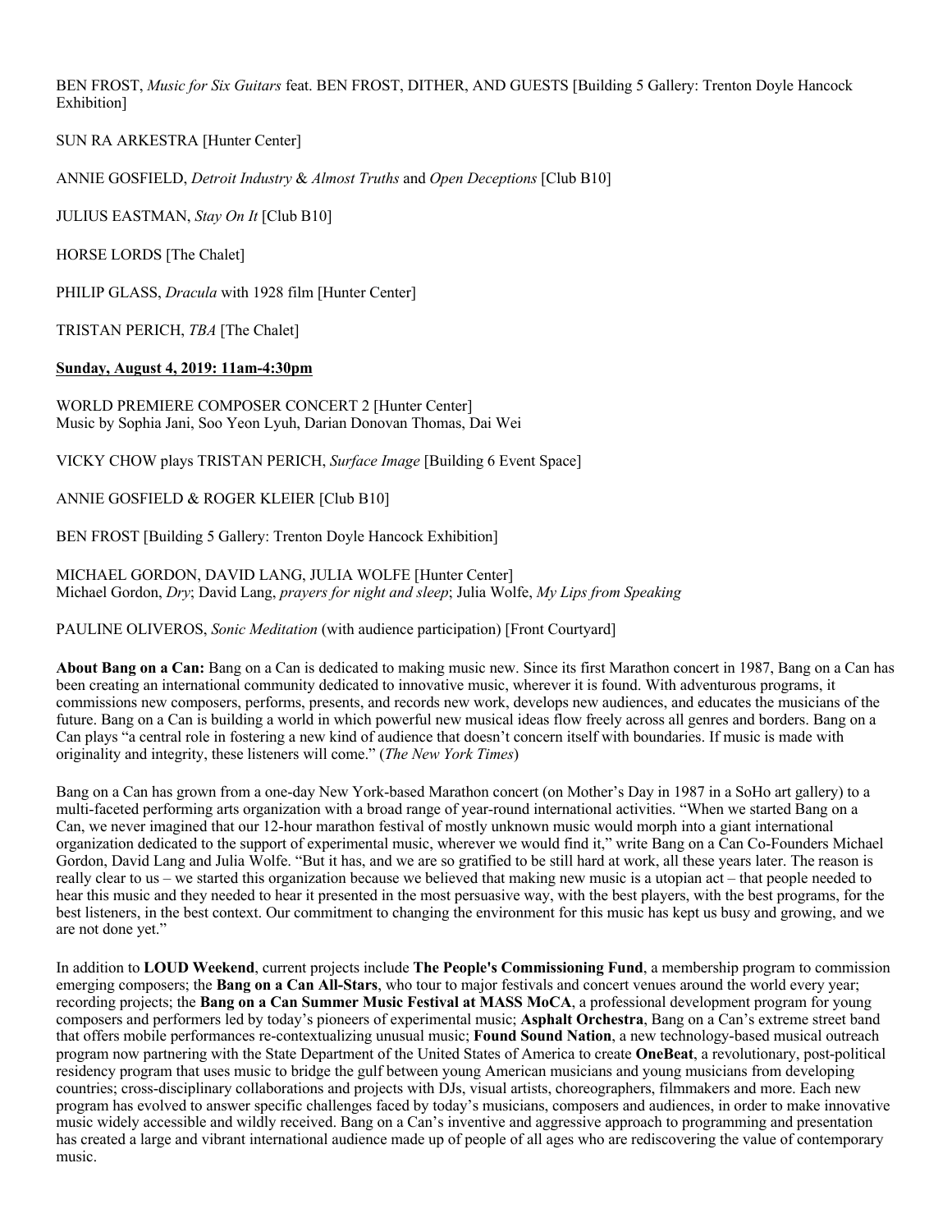BEN FROST, *Music for Six Guitars* feat. BEN FROST, DITHER, AND GUESTS [Building 5 Gallery: Trenton Doyle Hancock Exhibition]

SUN RA ARKESTRA [Hunter Center]

ANNIE GOSFIELD, *Detroit Industry* & *Almost Truths* and *Open Deceptions* [Club B10]

JULIUS EASTMAN, *Stay On It* [Club B10]

HORSE LORDS [The Chalet]

PHILIP GLASS, *Dracula* with 1928 film [Hunter Center]

TRISTAN PERICH, *TBA* [The Chalet]

**Sunday, August 4, 2019: 11am-4:30pm**

WORLD PREMIERE COMPOSER CONCERT 2 [Hunter Center]
Music by Sophia Jani, Soo Yeon Lyuh, Darian Donovan Thomas, Dai Wei

VICKY CHOW plays TRISTAN PERICH, *Surface Image* [Building 6 Event Space]

ANNIE GOSFIELD & ROGER KLEIER [Club B10]

BEN FROST [Building 5 Gallery: Trenton Doyle Hancock Exhibition]

MICHAEL GORDON, DAVID LANG, JULIA WOLFE [Hunter Center]
Michael Gordon, *Dry*; David Lang, *prayers for night and sleep*; Julia Wolfe, *My Lips from Speaking*

PAULINE OLIVEROS, *Sonic Meditation* (with audience participation) [Front Courtyard]

**About Bang on a Can:** Bang on a Can is dedicated to making music new. Since its first Marathon concert in 1987, Bang on a Can has been creating an international community dedicated to innovative music, wherever it is found. With adventurous programs, it commissions new composers, performs, presents, and records new work, develops new audiences, and educates the musicians of the future. Bang on a Can is building a world in which powerful new musical ideas flow freely across all genres and borders. Bang on a Can plays "a central role in fostering a new kind of audience that doesn't concern itself with boundaries. If music is made with originality and integrity, these listeners will come." (*The New York Times*)

Bang on a Can has grown from a one-day New York-based Marathon concert (on Mother's Day in 1987 in a SoHo art gallery) to a multi-faceted performing arts organization with a broad range of year-round international activities. "When we started Bang on a Can, we never imagined that our 12-hour marathon festival of mostly unknown music would morph into a giant international organization dedicated to the support of experimental music, wherever we would find it," write Bang on a Can Co-Founders Michael Gordon, David Lang and Julia Wolfe. "But it has, and we are so gratified to be still hard at work, all these years later. The reason is really clear to us – we started this organization because we believed that making new music is a utopian act – that people needed to hear this music and they needed to hear it presented in the most persuasive way, with the best players, with the best programs, for the best listeners, in the best context. Our commitment to changing the environment for this music has kept us busy and growing, and we are not done yet."

In addition to **LOUD Weekend**, current projects include **The People's Commissioning Fund**, a membership program to commission emerging composers; the **Bang on a Can All-Stars**, who tour to major festivals and concert venues around the world every year; recording projects; the **Bang on a Can Summer Music Festival at MASS MoCA**, a professional development program for young composers and performers led by today's pioneers of experimental music; **Asphalt Orchestra**, Bang on a Can's extreme street band that offers mobile performances re-contextualizing unusual music; **Found Sound Nation**, a new technology-based musical outreach program now partnering with the State Department of the United States of America to create **OneBeat**, a revolutionary, post-political residency program that uses music to bridge the gulf between young American musicians and young musicians from developing countries; cross-disciplinary collaborations and projects with DJs, visual artists, choreographers, filmmakers and more. Each new program has evolved to answer specific challenges faced by today's musicians, composers and audiences, in order to make innovative music widely accessible and wildly received. Bang on a Can's inventive and aggressive approach to programming and presentation has created a large and vibrant international audience made up of people of all ages who are rediscovering the value of contemporary music.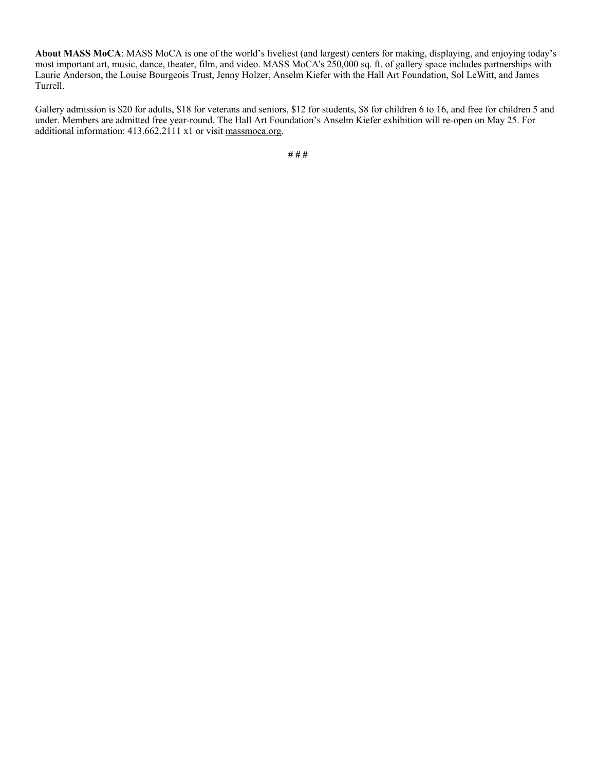**About MASS MoCA**: MASS MoCA is one of the world's liveliest (and largest) centers for making, displaying, and enjoying today's most important art, music, dance, theater, film, and video. MASS MoCA's 250,000 sq. ft. of gallery space includes partnerships with Laurie Anderson, the Louise Bourgeois Trust, Jenny Holzer, Anselm Kiefer with the Hall Art Foundation, Sol LeWitt, and James Turrell.

Gallery admission is $20 for adults, $18 for veterans and seniors, $12 for students, $8 for children 6 to 16, and free for children 5 and under. Members are admitted free year-round. The Hall Art Foundation's Anselm Kiefer exhibition will re-open on May 25. For additional information: 413.662.2111 x1 or visit massmoca.org.

# # #